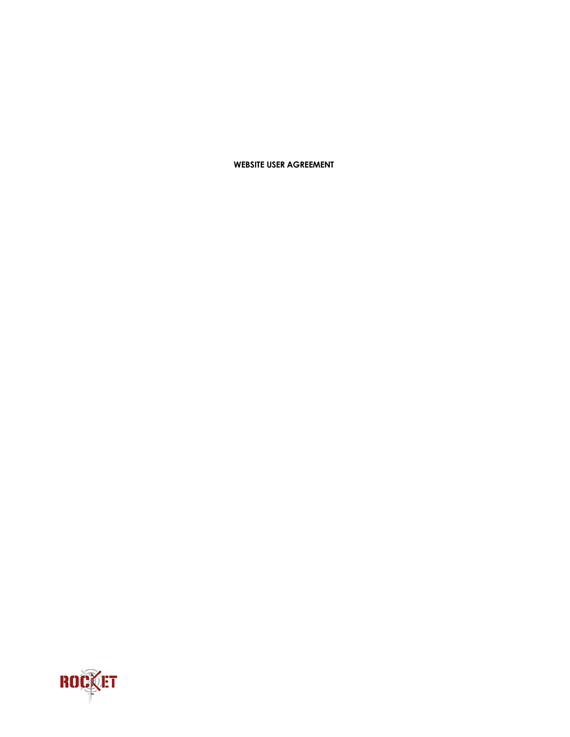**WEBSITE USER AGREEMENT**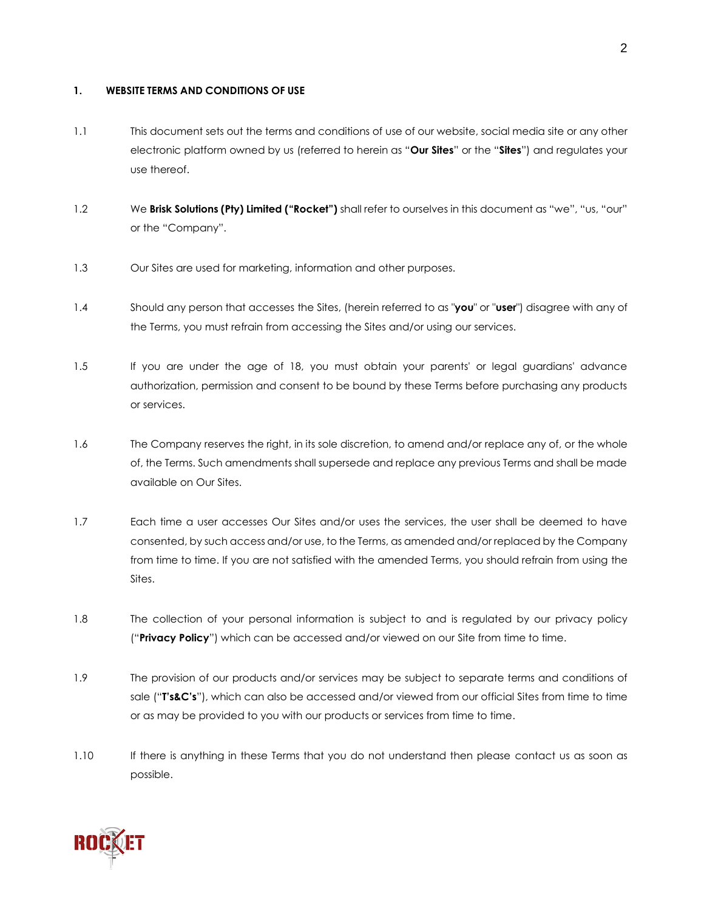## 1. WEBSITE TERMS AND CONDITIONS OF USE

1.1 This document sets out the terms and conditions of use of our website, social media site or any other electronic platform owned by us (referred to herein as "**Our Sites**" or the "**Sites**") and regulates your use thereof.

1.2 We **Brisk Solutions (Pty) Limited ("Rocket")** shall refer to ourselves in this document as "we", "us, "our" or the "Company".

1.3 Our Sites are used for marketing, information and other purposes.

1.4 Should any person that accesses the Sites, (herein referred to as "**you**" or "**user**") disagree with any of the Terms, you must refrain from accessing the Sites and/or using our services.

1.5 If you are under the age of 18, you must obtain your parents' or legal guardians' advance authorization, permission and consent to be bound by these Terms before purchasing any products or services.

1.6 The Company reserves the right, in its sole discretion, to amend and/or replace any of, or the whole of, the Terms. Such amendments shall supersede and replace any previous Terms and shall be made available on Our Sites.

1.7 Each time a user accesses Our Sites and/or uses the services, the user shall be deemed to have consented, by such access and/or use, to the Terms, as amended and/or replaced by the Company from time to time. If you are not satisfied with the amended Terms, you should refrain from using the Sites.

1.8 The collection of your personal information is subject to and is regulated by our privacy policy ("**Privacy Policy**") which can be accessed and/or viewed on our Site from time to time.

1.9 The provision of our products and/or services may be subject to separate terms and conditions of sale ("**T's&C's**"), which can also be accessed and/or viewed from our official Sites from time to time or as may be provided to you with our products or services from time to time.

1.10 If there is anything in these Terms that you do not understand then please contact us as soon as possible.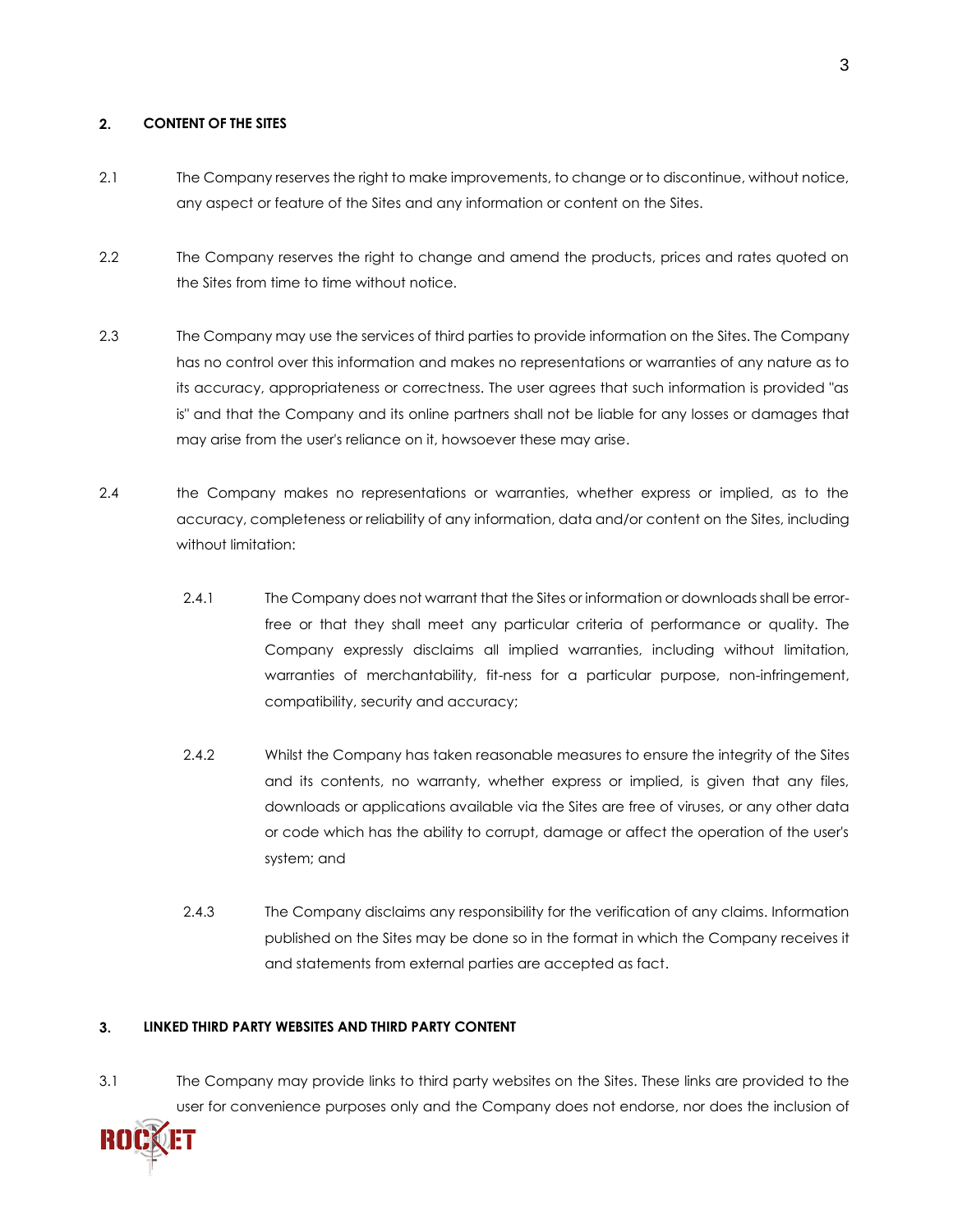## 2. CONTENT OF THE SITES

2.1 The Company reserves the right to make improvements, to change or to discontinue, without notice, any aspect or feature of the Sites and any information or content on the Sites.

2.2 The Company reserves the right to change and amend the products, prices and rates quoted on the Sites from time to time without notice.

2.3 The Company may use the services of third parties to provide information on the Sites. The Company has no control over this information and makes no representations or warranties of any nature as to its accuracy, appropriateness or correctness. The user agrees that such information is provided "as is" and that the Company and its online partners shall not be liable for any losses or damages that may arise from the user's reliance on it, howsoever these may arise.

2.4 the Company makes no representations or warranties, whether express or implied, as to the accuracy, completeness or reliability of any information, data and/or content on the Sites, including without limitation:

2.4.1 The Company does not warrant that the Sites or information or downloads shall be error-free or that they shall meet any particular criteria of performance or quality. The Company expressly disclaims all implied warranties, including without limitation, warranties of merchantability, fit-ness for a particular purpose, non-infringement, compatibility, security and accuracy;

2.4.2 Whilst the Company has taken reasonable measures to ensure the integrity of the Sites and its contents, no warranty, whether express or implied, is given that any files, downloads or applications available via the Sites are free of viruses, or any other data or code which has the ability to corrupt, damage or affect the operation of the user's system; and

2.4.3 The Company disclaims any responsibility for the verification of any claims. Information published on the Sites may be done so in the format in which the Company receives it and statements from external parties are accepted as fact.

## 3. LINKED THIRD PARTY WEBSITES AND THIRD PARTY CONTENT

3.1 The Company may provide links to third party websites on the Sites. These links are provided to the user for convenience purposes only and the Company does not endorse, nor does the inclusion of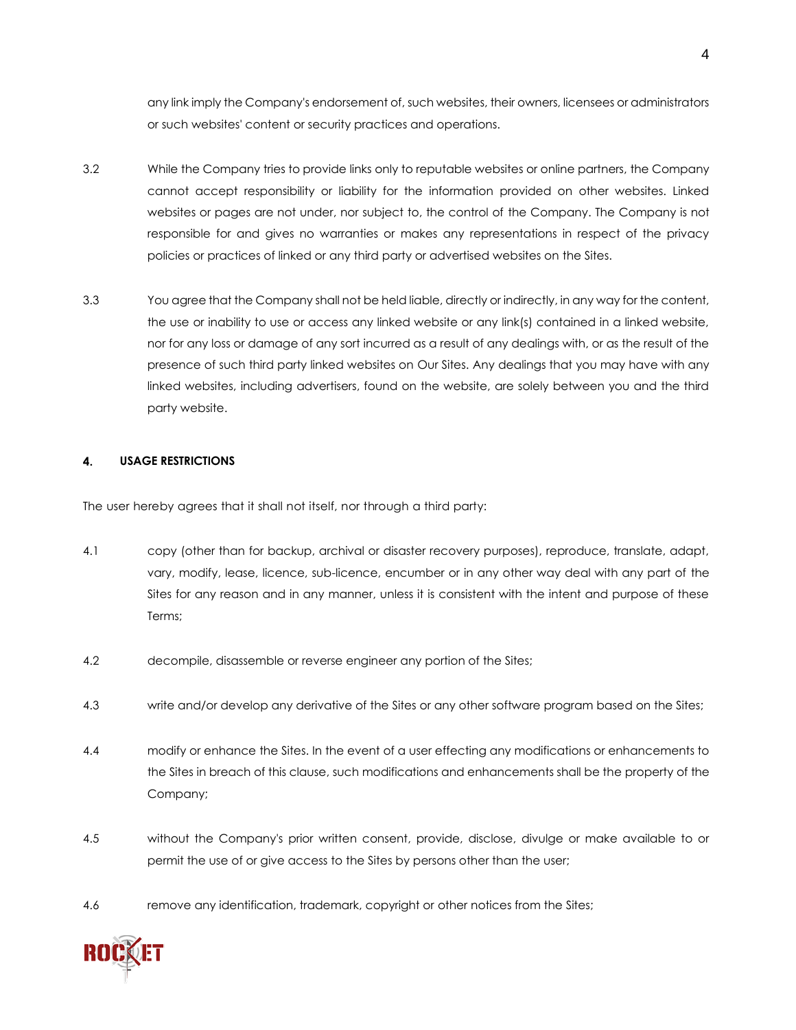any link imply the Company's endorsement of, such websites, their owners, licensees or administrators or such websites' content or security practices and operations.

3.2 While the Company tries to provide links only to reputable websites or online partners, the Company cannot accept responsibility or liability for the information provided on other websites. Linked websites or pages are not under, nor subject to, the control of the Company. The Company is not responsible for and gives no warranties or makes any representations in respect of the privacy policies or practices of linked or any third party or advertised websites on the Sites.

3.3 You agree that the Company shall not be held liable, directly or indirectly, in any way for the content, the use or inability to use or access any linked website or any link(s) contained in a linked website, nor for any loss or damage of any sort incurred as a result of any dealings with, or as the result of the presence of such third party linked websites on Our Sites. Any dealings that you may have with any linked websites, including advertisers, found on the website, are solely between you and the third party website.

## 4. USAGE RESTRICTIONS

The user hereby agrees that it shall not itself, nor through a third party:

4.1 copy (other than for backup, archival or disaster recovery purposes), reproduce, translate, adapt, vary, modify, lease, licence, sub-licence, encumber or in any other way deal with any part of the Sites for any reason and in any manner, unless it is consistent with the intent and purpose of these Terms;

4.2 decompile, disassemble or reverse engineer any portion of the Sites;

4.3 write and/or develop any derivative of the Sites or any other software program based on the Sites;

4.4 modify or enhance the Sites. In the event of a user effecting any modifications or enhancements to the Sites in breach of this clause, such modifications and enhancements shall be the property of the Company;

4.5 without the Company's prior written consent, provide, disclose, divulge or make available to or permit the use of or give access to the Sites by persons other than the user;

4.6 remove any identification, trademark, copyright or other notices from the Sites;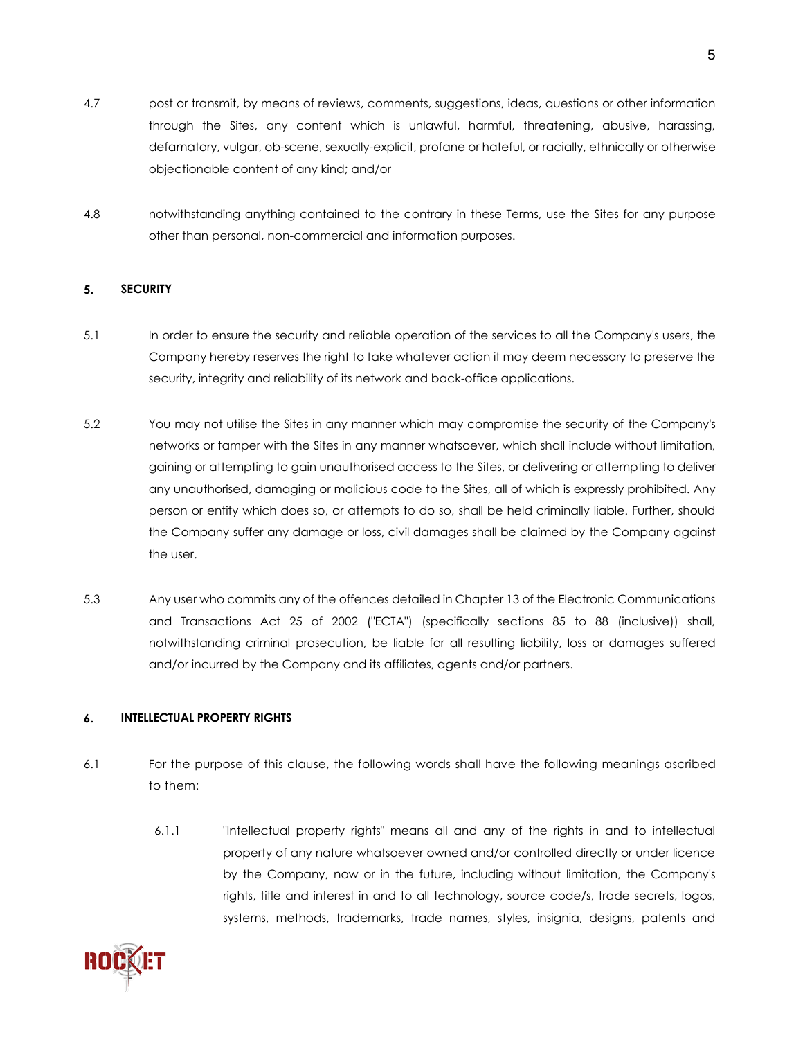4.7 post or transmit, by means of reviews, comments, suggestions, ideas, questions or other information through the Sites, any content which is unlawful, harmful, threatening, abusive, harassing, defamatory, vulgar, ob-scene, sexually-explicit, profane or hateful, or racially, ethnically or otherwise objectionable content of any kind; and/or

4.8 notwithstanding anything contained to the contrary in these Terms, use the Sites for any purpose other than personal, non-commercial and information purposes.

## 5. SECURITY

5.1 In order to ensure the security and reliable operation of the services to all the Company's users, the Company hereby reserves the right to take whatever action it may deem necessary to preserve the security, integrity and reliability of its network and back-office applications.

5.2 You may not utilise the Sites in any manner which may compromise the security of the Company's networks or tamper with the Sites in any manner whatsoever, which shall include without limitation, gaining or attempting to gain unauthorised access to the Sites, or delivering or attempting to deliver any unauthorised, damaging or malicious code to the Sites, all of which is expressly prohibited. Any person or entity which does so, or attempts to do so, shall be held criminally liable. Further, should the Company suffer any damage or loss, civil damages shall be claimed by the Company against the user.

5.3 Any user who commits any of the offences detailed in Chapter 13 of the Electronic Communications and Transactions Act 25 of 2002 ("ECTA") (specifically sections 85 to 88 (inclusive)) shall, notwithstanding criminal prosecution, be liable for all resulting liability, loss or damages suffered and/or incurred by the Company and its affiliates, agents and/or partners.

## 6. INTELLECTUAL PROPERTY RIGHTS

6.1 For the purpose of this clause, the following words shall have the following meanings ascribed to them:

6.1.1 "Intellectual property rights" means all and any of the rights in and to intellectual property of any nature whatsoever owned and/or controlled directly or under licence by the Company, now or in the future, including without limitation, the Company's rights, title and interest in and to all technology, source code/s, trade secrets, logos, systems, methods, trademarks, trade names, styles, insignia, designs, patents and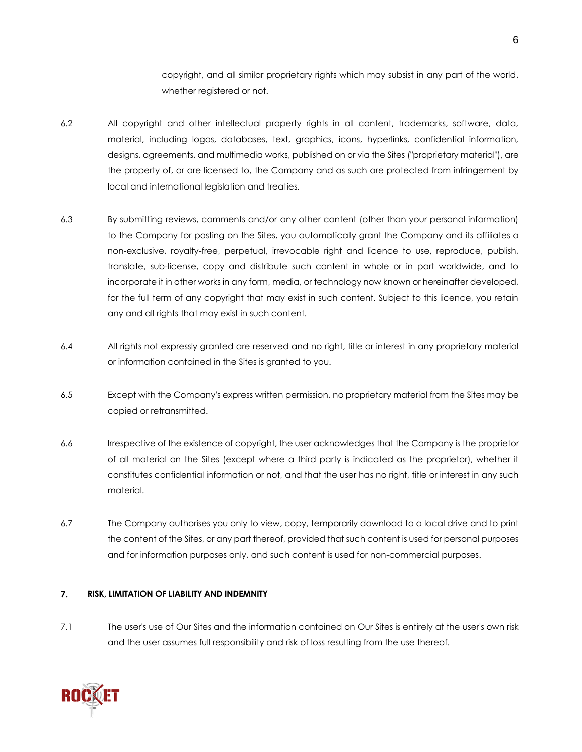copyright, and all similar proprietary rights which may subsist in any part of the world, whether registered or not.

6.2 All copyright and other intellectual property rights in all content, trademarks, software, data, material, including logos, databases, text, graphics, icons, hyperlinks, confidential information, designs, agreements, and multimedia works, published on or via the Sites ("proprietary material"), are the property of, or are licensed to, the Company and as such are protected from infringement by local and international legislation and treaties.

6.3 By submitting reviews, comments and/or any other content (other than your personal information) to the Company for posting on the Sites, you automatically grant the Company and its affiliates a non-exclusive, royalty-free, perpetual, irrevocable right and licence to use, reproduce, publish, translate, sub-license, copy and distribute such content in whole or in part worldwide, and to incorporate it in other works in any form, media, or technology now known or hereinafter developed, for the full term of any copyright that may exist in such content. Subject to this licence, you retain any and all rights that may exist in such content.

6.4 All rights not expressly granted are reserved and no right, title or interest in any proprietary material or information contained in the Sites is granted to you.

6.5 Except with the Company's express written permission, no proprietary material from the Sites may be copied or retransmitted.

6.6 Irrespective of the existence of copyright, the user acknowledges that the Company is the proprietor of all material on the Sites (except where a third party is indicated as the proprietor), whether it constitutes confidential information or not, and that the user has no right, title or interest in any such material.

6.7 The Company authorises you only to view, copy, temporarily download to a local drive and to print the content of the Sites, or any part thereof, provided that such content is used for personal purposes and for information purposes only, and such content is used for non-commercial purposes.

## 7. RISK, LIMITATION OF LIABILITY AND INDEMNITY

7.1 The user's use of Our Sites and the information contained on Our Sites is entirely at the user's own risk and the user assumes full responsibility and risk of loss resulting from the use thereof.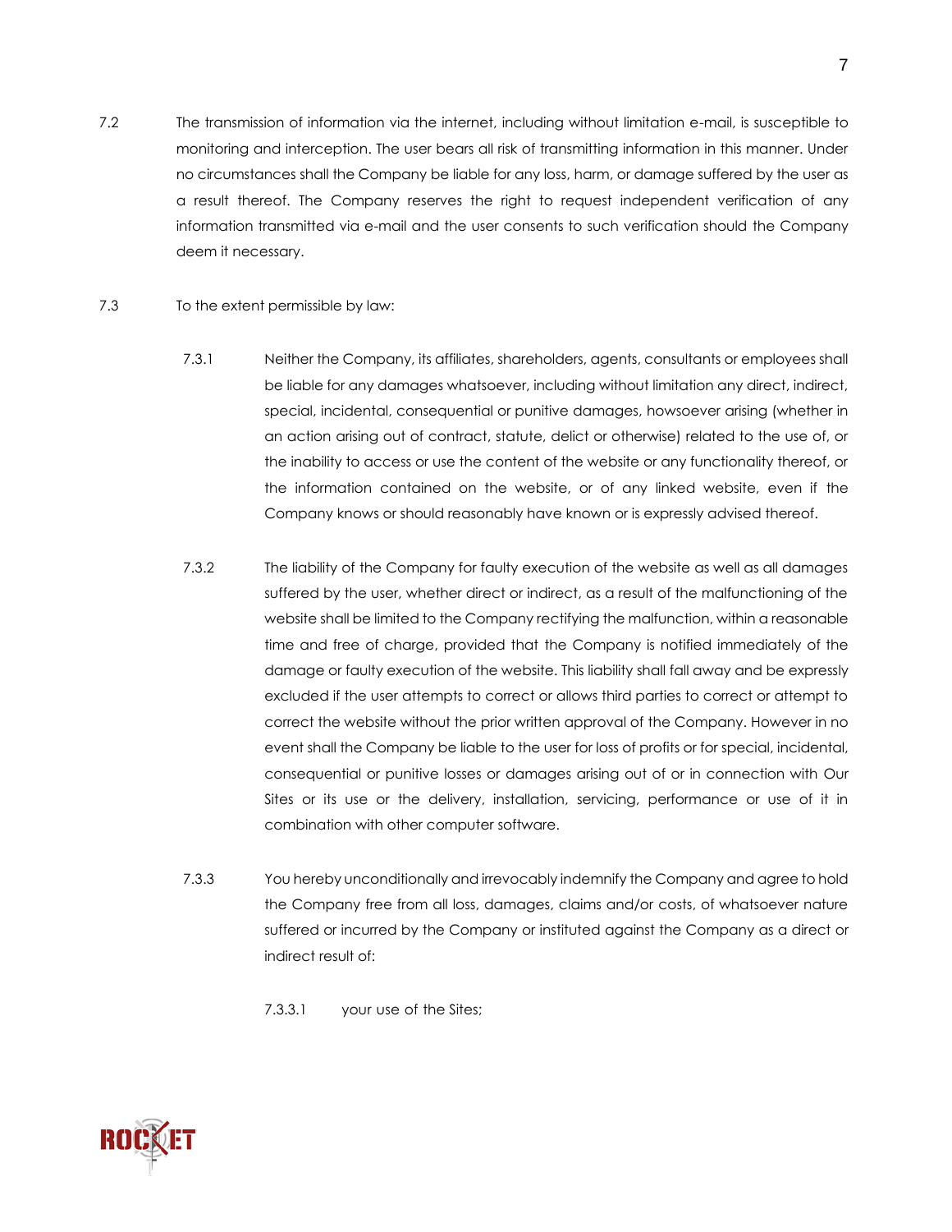7.2 The transmission of information via the internet, including without limitation e-mail, is susceptible to monitoring and interception. The user bears all risk of transmitting information in this manner. Under no circumstances shall the Company be liable for any loss, harm, or damage suffered by the user as a result thereof. The Company reserves the right to request independent verification of any information transmitted via e-mail and the user consents to such verification should the Company deem it necessary.

7.3 To the extent permissible by law:

7.3.1 Neither the Company, its affiliates, shareholders, agents, consultants or employees shall be liable for any damages whatsoever, including without limitation any direct, indirect, special, incidental, consequential or punitive damages, howsoever arising (whether in an action arising out of contract, statute, delict or otherwise) related to the use of, or the inability to access or use the content of the website or any functionality thereof, or the information contained on the website, or of any linked website, even if the Company knows or should reasonably have known or is expressly advised thereof.

7.3.2 The liability of the Company for faulty execution of the website as well as all damages suffered by the user, whether direct or indirect, as a result of the malfunctioning of the website shall be limited to the Company rectifying the malfunction, within a reasonable time and free of charge, provided that the Company is notified immediately of the damage or faulty execution of the website. This liability shall fall away and be expressly excluded if the user attempts to correct or allows third parties to correct or attempt to correct the website without the prior written approval of the Company. However in no event shall the Company be liable to the user for loss of profits or for special, incidental, consequential or punitive losses or damages arising out of or in connection with Our Sites or its use or the delivery, installation, servicing, performance or use of it in combination with other computer software.

7.3.3 You hereby unconditionally and irrevocably indemnify the Company and agree to hold the Company free from all loss, damages, claims and/or costs, of whatsoever nature suffered or incurred by the Company or instituted against the Company as a direct or indirect result of:

7.3.3.1 your use of the Sites;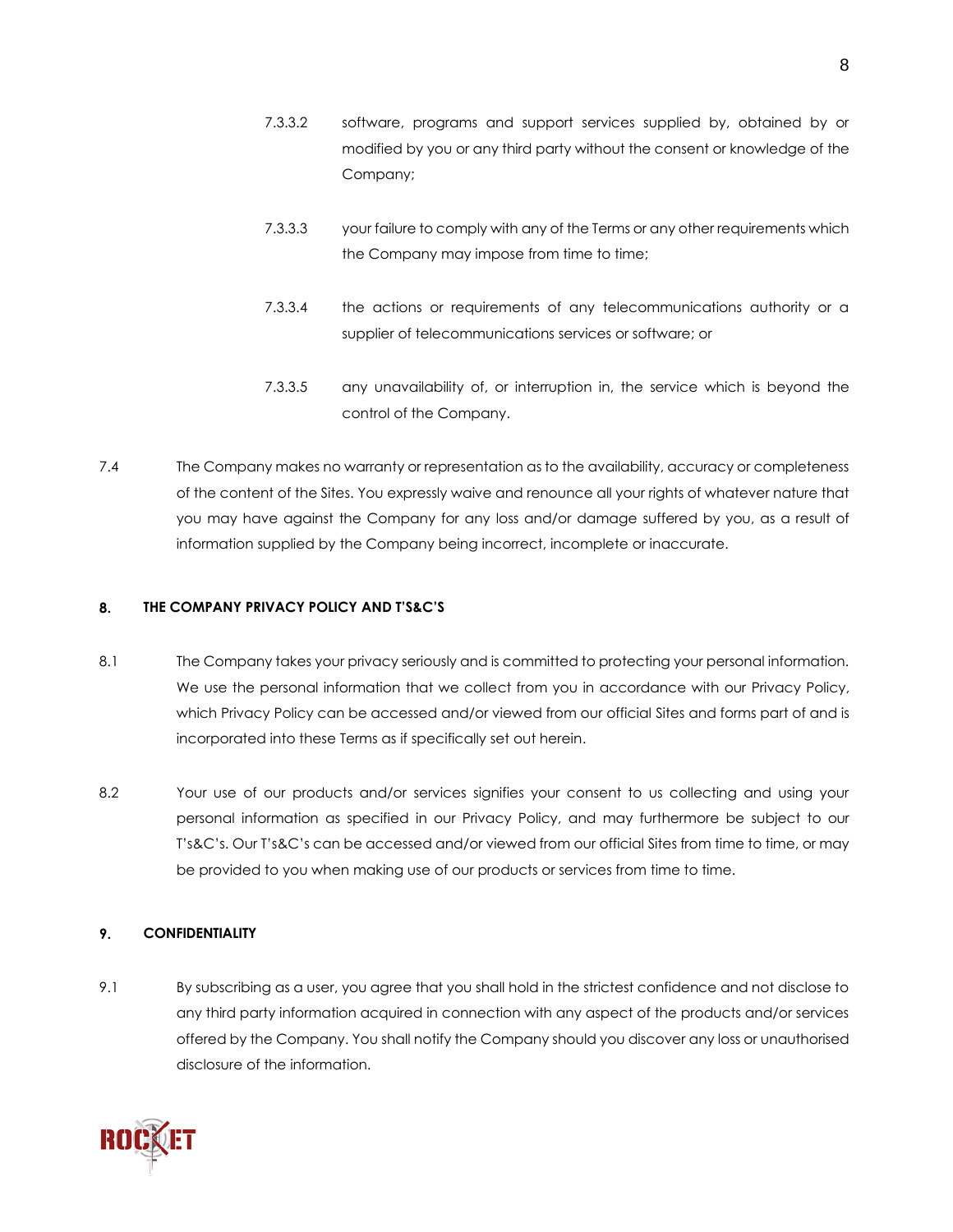7.3.3.2 software, programs and support services supplied by, obtained by or modified by you or any third party without the consent or knowledge of the Company;

7.3.3.3 your failure to comply with any of the Terms or any other requirements which the Company may impose from time to time;

7.3.3.4 the actions or requirements of any telecommunications authority or a supplier of telecommunications services or software; or

7.3.3.5 any unavailability of, or interruption in, the service which is beyond the control of the Company.

7.4 The Company makes no warranty or representation as to the availability, accuracy or completeness of the content of the Sites. You expressly waive and renounce all your rights of whatever nature that you may have against the Company for any loss and/or damage suffered by you, as a result of information supplied by the Company being incorrect, incomplete or inaccurate.

## 8. THE COMPANY PRIVACY POLICY AND T'S&C'S

8.1 The Company takes your privacy seriously and is committed to protecting your personal information. We use the personal information that we collect from you in accordance with our Privacy Policy, which Privacy Policy can be accessed and/or viewed from our official Sites and forms part of and is incorporated into these Terms as if specifically set out herein.

8.2 Your use of our products and/or services signifies your consent to us collecting and using your personal information as specified in our Privacy Policy, and may furthermore be subject to our T's&C's. Our T's&C's can be accessed and/or viewed from our official Sites from time to time, or may be provided to you when making use of our products or services from time to time.

## 9. CONFIDENTIALITY

9.1 By subscribing as a user, you agree that you shall hold in the strictest confidence and not disclose to any third party information acquired in connection with any aspect of the products and/or services offered by the Company. You shall notify the Company should you discover any loss or unauthorised disclosure of the information.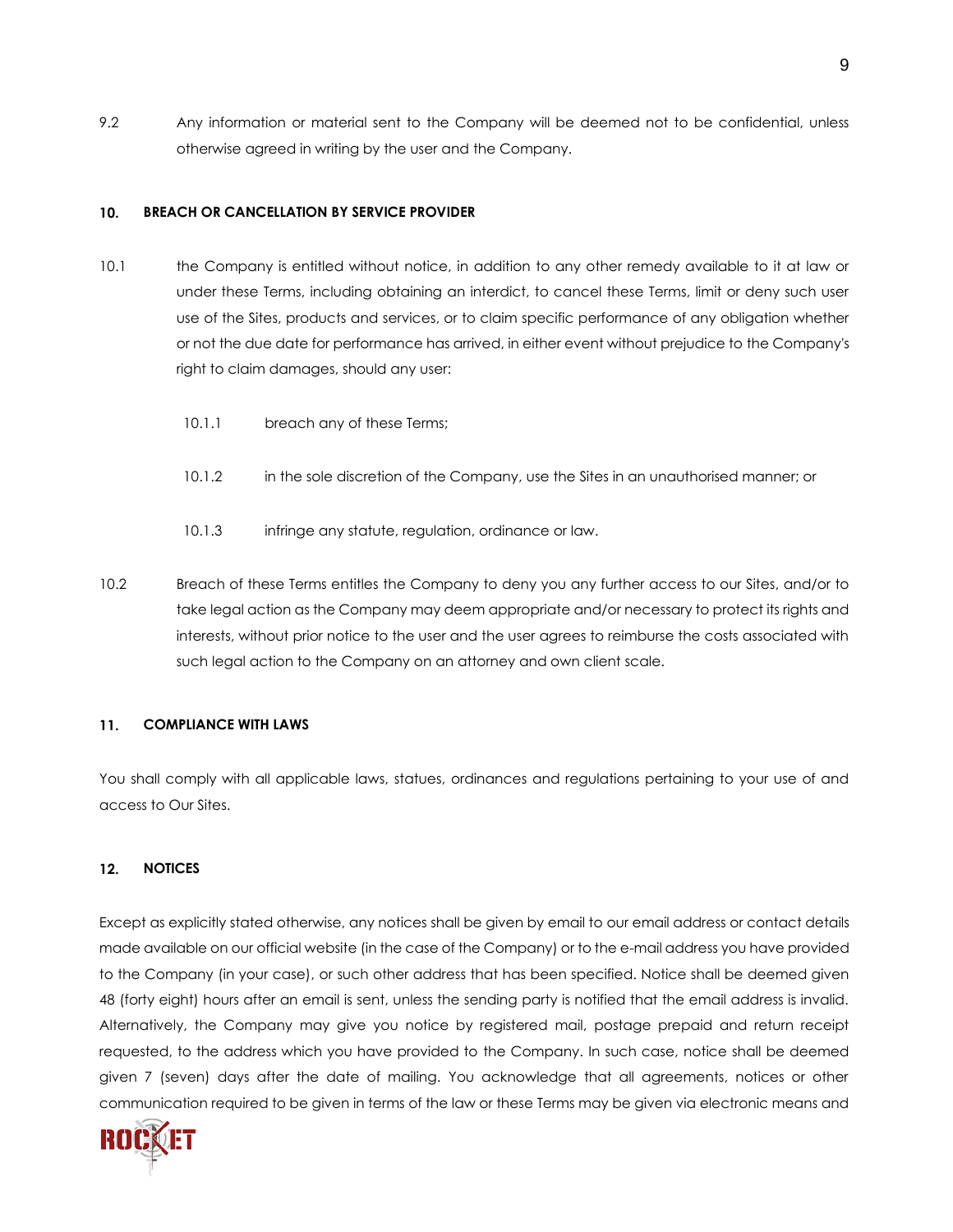9.2 Any information or material sent to the Company will be deemed not to be confidential, unless otherwise agreed in writing by the user and the Company.

## 10. BREACH OR CANCELLATION BY SERVICE PROVIDER

10.1 the Company is entitled without notice, in addition to any other remedy available to it at law or under these Terms, including obtaining an interdict, to cancel these Terms, limit or deny such user use of the Sites, products and services, or to claim specific performance of any obligation whether or not the due date for performance has arrived, in either event without prejudice to the Company's right to claim damages, should any user:

10.1.1 breach any of these Terms;

10.1.2 in the sole discretion of the Company, use the Sites in an unauthorised manner; or

10.1.3 infringe any statute, regulation, ordinance or law.

10.2 Breach of these Terms entitles the Company to deny you any further access to our Sites, and/or to take legal action as the Company may deem appropriate and/or necessary to protect its rights and interests, without prior notice to the user and the user agrees to reimburse the costs associated with such legal action to the Company on an attorney and own client scale.

## 11. COMPLIANCE WITH LAWS

You shall comply with all applicable laws, statues, ordinances and regulations pertaining to your use of and access to Our Sites.

## 12. NOTICES

Except as explicitly stated otherwise, any notices shall be given by email to our email address or contact details made available on our official website (in the case of the Company) or to the e-mail address you have provided to the Company (in your case), or such other address that has been specified. Notice shall be deemed given 48 (forty eight) hours after an email is sent, unless the sending party is notified that the email address is invalid. Alternatively, the Company may give you notice by registered mail, postage prepaid and return receipt requested, to the address which you have provided to the Company. In such case, notice shall be deemed given 7 (seven) days after the date of mailing. You acknowledge that all agreements, notices or other communication required to be given in terms of the law or these Terms may be given via electronic means and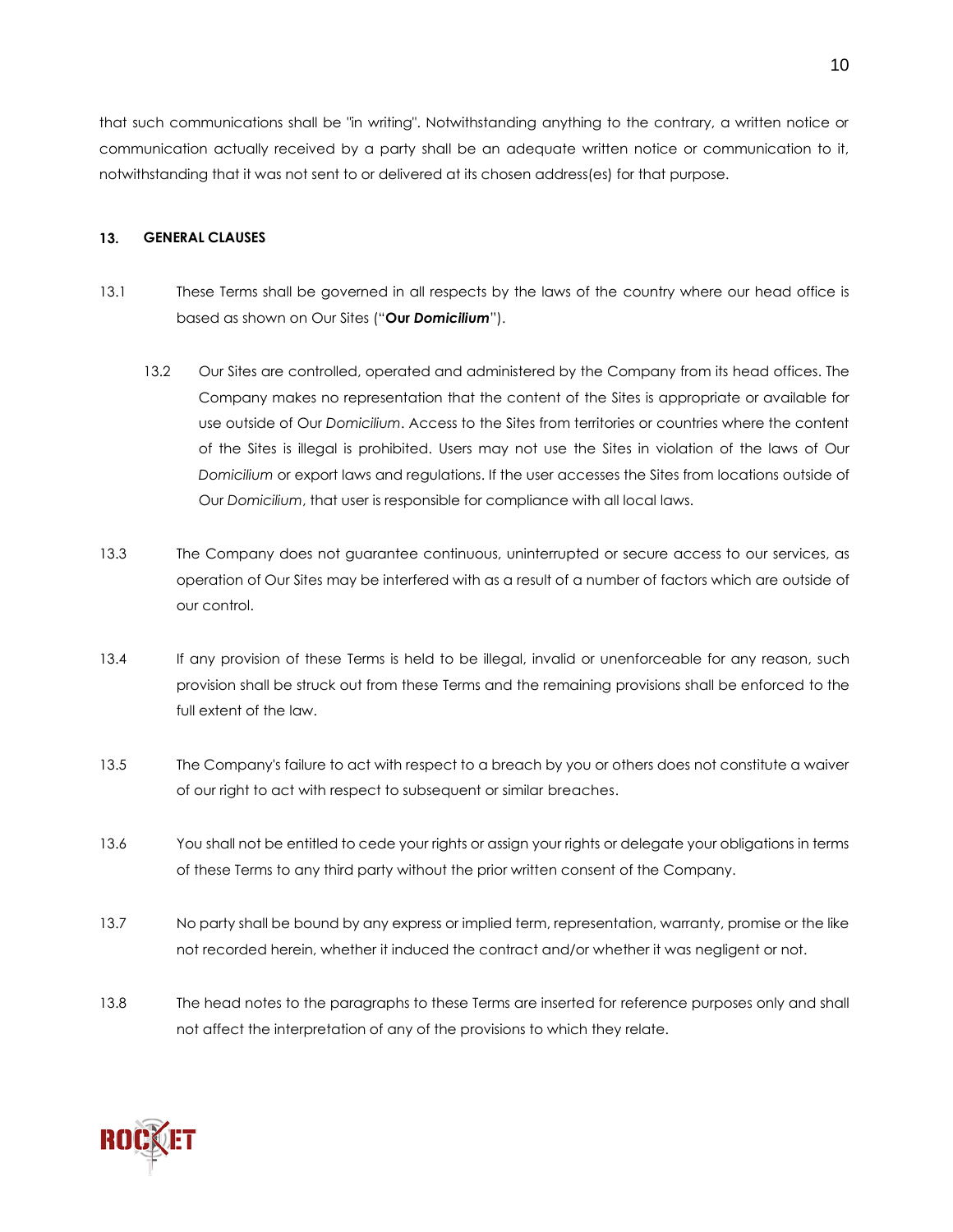that such communications shall be "in writing". Notwithstanding anything to the contrary, a written notice or communication actually received by a party shall be an adequate written notice or communication to it, notwithstanding that it was not sent to or delivered at its chosen address(es) for that purpose.

## 13. GENERAL CLAUSES

13.1 These Terms shall be governed in all respects by the laws of the country where our head office is based as shown on Our Sites ("**Our *Domicilium***").

13.2 Our Sites are controlled, operated and administered by the Company from its head offices. The Company makes no representation that the content of the Sites is appropriate or available for use outside of Our *Domicilium*. Access to the Sites from territories or countries where the content of the Sites is illegal is prohibited. Users may not use the Sites in violation of the laws of Our *Domicilium* or export laws and regulations. If the user accesses the Sites from locations outside of Our *Domicilium*, that user is responsible for compliance with all local laws.

13.3 The Company does not guarantee continuous, uninterrupted or secure access to our services, as operation of Our Sites may be interfered with as a result of a number of factors which are outside of our control.

13.4 If any provision of these Terms is held to be illegal, invalid or unenforceable for any reason, such provision shall be struck out from these Terms and the remaining provisions shall be enforced to the full extent of the law.

13.5 The Company's failure to act with respect to a breach by you or others does not constitute a waiver of our right to act with respect to subsequent or similar breaches.

13.6 You shall not be entitled to cede your rights or assign your rights or delegate your obligations in terms of these Terms to any third party without the prior written consent of the Company.

13.7 No party shall be bound by any express or implied term, representation, warranty, promise or the like not recorded herein, whether it induced the contract and/or whether it was negligent or not.

13.8 The head notes to the paragraphs to these Terms are inserted for reference purposes only and shall not affect the interpretation of any of the provisions to which they relate.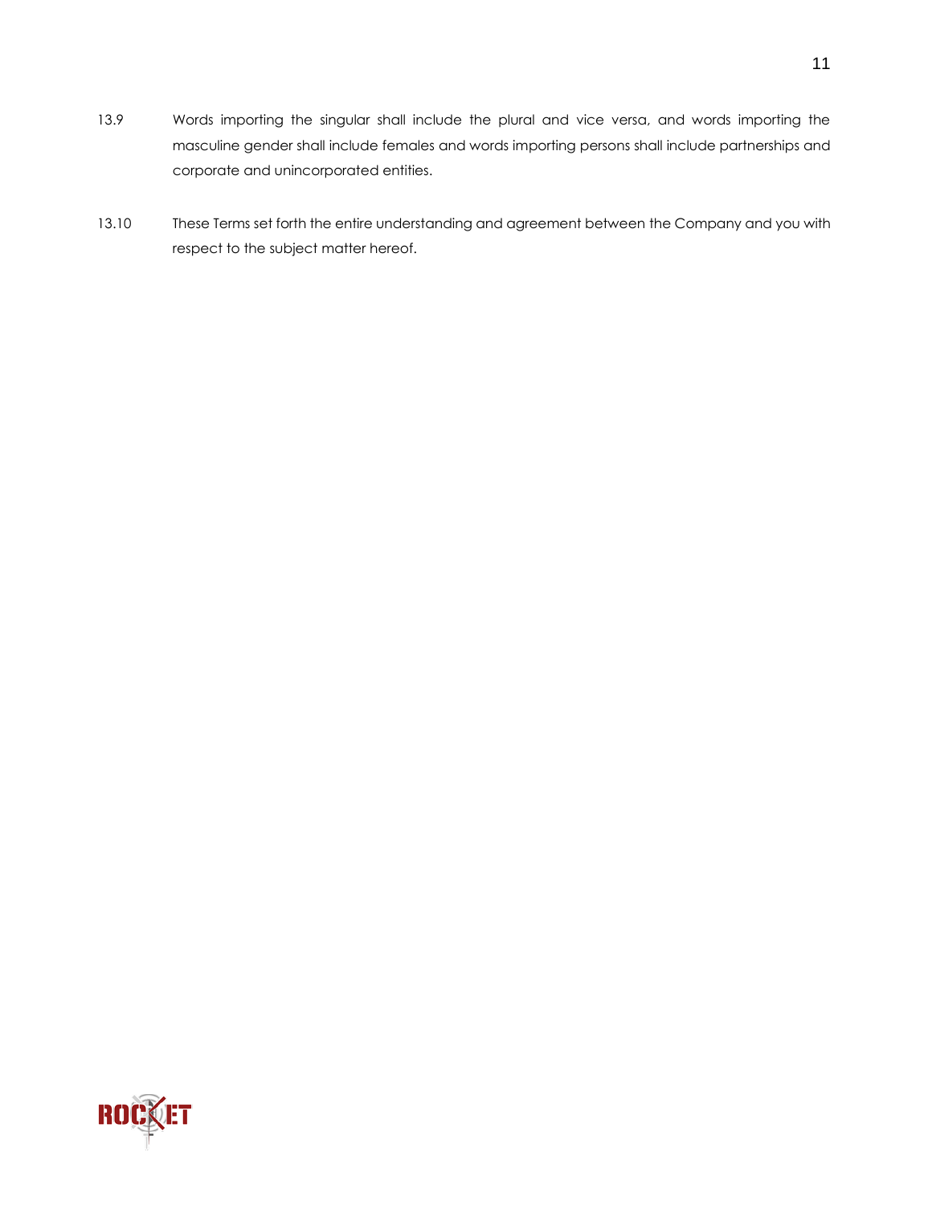13.9 Words importing the singular shall include the plural and vice versa, and words importing the masculine gender shall include females and words importing persons shall include partnerships and corporate and unincorporated entities.

13.10 These Terms set forth the entire understanding and agreement between the Company and you with respect to the subject matter hereof.